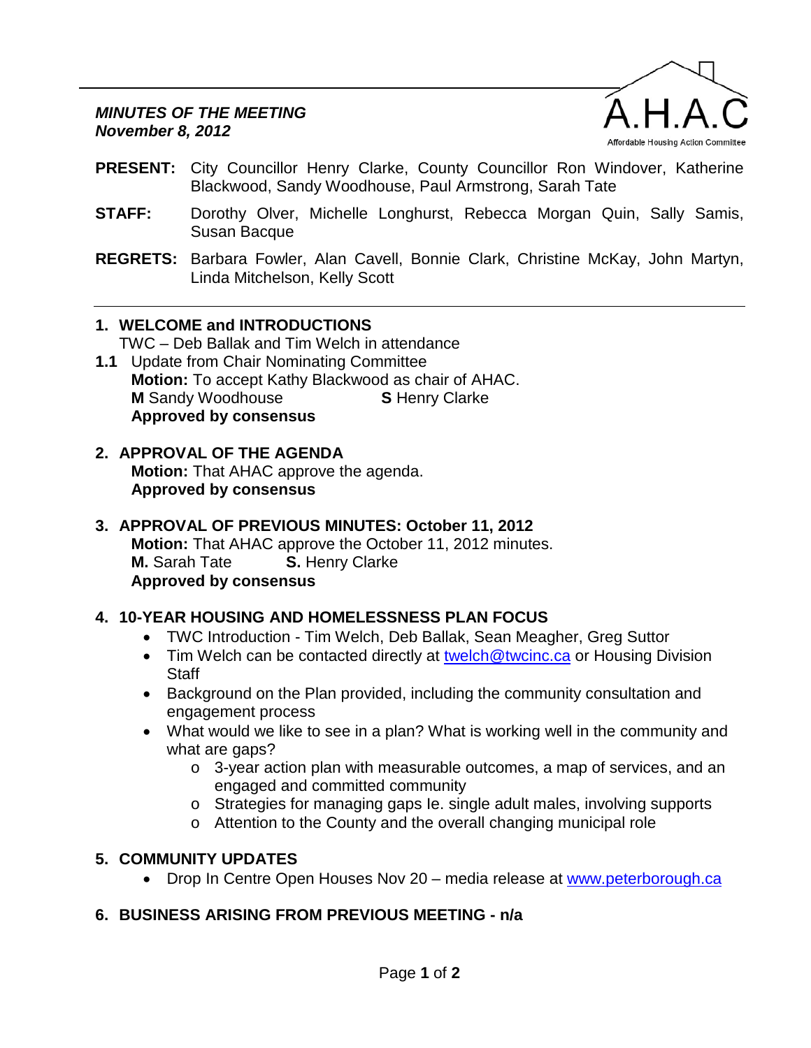***MINUTES OF THE MEETING***
***November 8, 2012***

A.H.A.C
Affordable Housing Action Committee

**PRESENT:** City Councillor Henry Clarke, County Councillor Ron Windover, Katherine Blackwood, Sandy Woodhouse, Paul Armstrong, Sarah Tate

**STAFF:** Dorothy Olver, Michelle Longhurst, Rebecca Morgan Quin, Sally Samis, Susan Bacque

**REGRETS:** Barbara Fowler, Alan Cavell, Bonnie Clark, Christine McKay, John Martyn, Linda Mitchelson, Kelly Scott

---

**1. WELCOME and INTRODUCTIONS**

TWC – Deb Ballak and Tim Welch in attendance

**1.1** Update from Chair Nominating Committee
**Motion:** To accept Kathy Blackwood as chair of AHAC.
**M** Sandy Woodhouse **S** Henry Clarke
**Approved by consensus**

**2. APPROVAL OF THE AGENDA**

**Motion:** That AHAC approve the agenda.
**Approved by consensus**

**3. APPROVAL OF PREVIOUS MINUTES: October 11, 2012**

**Motion:** That AHAC approve the October 11, 2012 minutes.
**M.** Sarah Tate **S.** Henry Clarke
**Approved by consensus**

**4. 10-YEAR HOUSING AND HOMELESSNESS PLAN FOCUS**

- TWC Introduction - Tim Welch, Deb Ballak, Sean Meagher, Greg Suttor
- Tim Welch can be contacted directly at twelch@twcinc.ca or Housing Division Staff
- Background on the Plan provided, including the community consultation and engagement process
- What would we like to see in a plan? What is working well in the community and what are gaps?
  - 3-year action plan with measurable outcomes, a map of services, and an engaged and committed community
  - Strategies for managing gaps Ie. single adult males, involving supports
  - Attention to the County and the overall changing municipal role

**5. COMMUNITY UPDATES**

- Drop In Centre Open Houses Nov 20 – media release at www.peterborough.ca

**6. BUSINESS ARISING FROM PREVIOUS MEETING - n/a**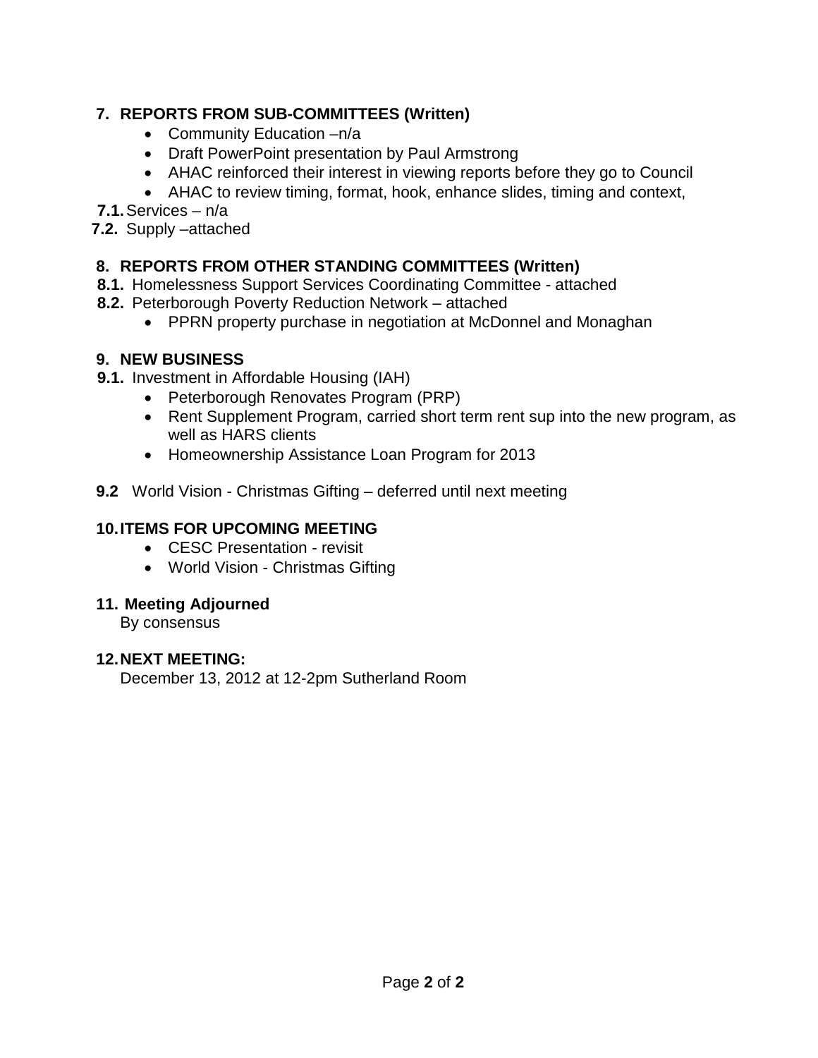## 7. REPORTS FROM SUB-COMMITTEES (Written)

- Community Education –n/a
- Draft PowerPoint presentation by Paul Armstrong
- AHAC reinforced their interest in viewing reports before they go to Council
- AHAC to review timing, format, hook, enhance slides, timing and context,

**7.1.** Services – n/a

**7.2.** Supply –attached

## 8. REPORTS FROM OTHER STANDING COMMITTEES (Written)

**8.1.** Homelessness Support Services Coordinating Committee - attached

**8.2.** Peterborough Poverty Reduction Network – attached

- PPRN property purchase in negotiation at McDonnel and Monaghan

## 9. NEW BUSINESS

**9.1.** Investment in Affordable Housing (IAH)

- Peterborough Renovates Program (PRP)
- Rent Supplement Program, carried short term rent sup into the new program, as well as HARS clients
- Homeownership Assistance Loan Program for 2013

**9.2** World Vision - Christmas Gifting – deferred until next meeting

## 10. ITEMS FOR UPCOMING MEETING

- CESC Presentation - revisit
- World Vision - Christmas Gifting

## 11. Meeting Adjourned

By consensus

## 12. NEXT MEETING:

December 13, 2012 at 12-2pm Sutherland Room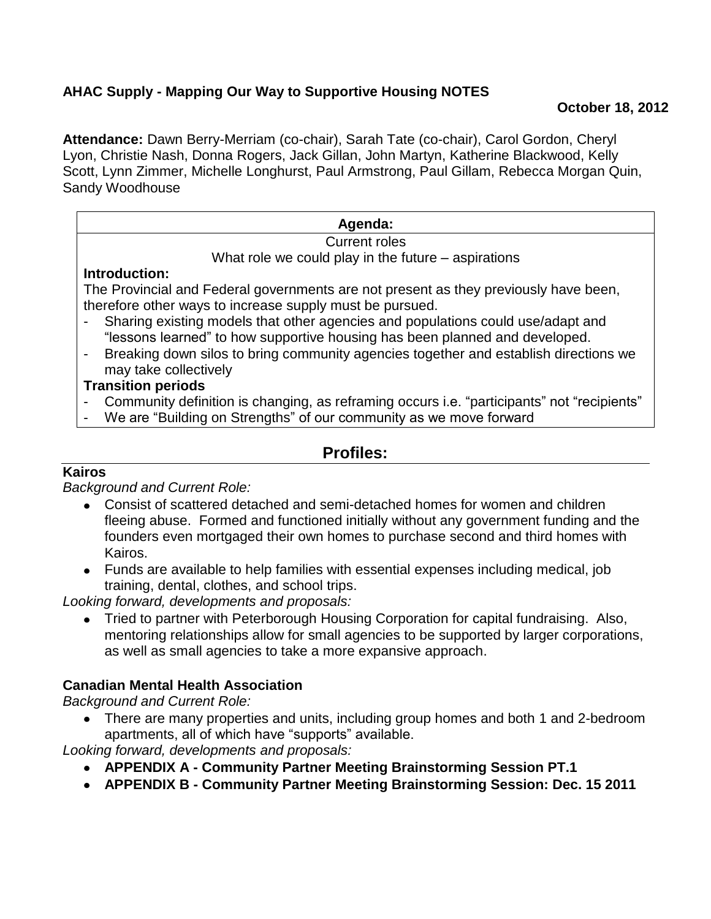**AHAC Supply - Mapping Our Way to Supportive Housing NOTES**

**October 18, 2012**

**Attendance:** Dawn Berry-Merriam (co-chair), Sarah Tate (co-chair), Carol Gordon, Cheryl Lyon, Christie Nash, Donna Rogers, Jack Gillan, John Martyn, Katherine Blackwood, Kelly Scott, Lynn Zimmer, Michelle Longhurst, Paul Armstrong, Paul Gillam, Rebecca Morgan Quin, Sandy Woodhouse

**Agenda:**

Current roles

What role we could play in the future – aspirations

**Introduction:**

The Provincial and Federal governments are not present as they previously have been, therefore other ways to increase supply must be pursued.

- Sharing existing models that other agencies and populations could use/adapt and "lessons learned" to how supportive housing has been planned and developed.
- Breaking down silos to bring community agencies together and establish directions we may take collectively

**Transition periods**

- Community definition is changing, as reframing occurs i.e. "participants" not "recipients"
- We are "Building on Strengths" of our community as we move forward

## Profiles:

### Kairos

*Background and Current Role:*

- Consist of scattered detached and semi-detached homes for women and children fleeing abuse. Formed and functioned initially without any government funding and the founders even mortgaged their own homes to purchase second and third homes with Kairos.
- Funds are available to help families with essential expenses including medical, job training, dental, clothes, and school trips.

*Looking forward, developments and proposals:*

- Tried to partner with Peterborough Housing Corporation for capital fundraising. Also, mentoring relationships allow for small agencies to be supported by larger corporations, as well as small agencies to take a more expansive approach.

### Canadian Mental Health Association

*Background and Current Role:*

- There are many properties and units, including group homes and both 1 and 2-bedroom apartments, all of which have "supports" available.

*Looking forward, developments and proposals:*

- **APPENDIX A - Community Partner Meeting Brainstorming Session PT.1**
- **APPENDIX B - Community Partner Meeting Brainstorming Session: Dec. 15 2011**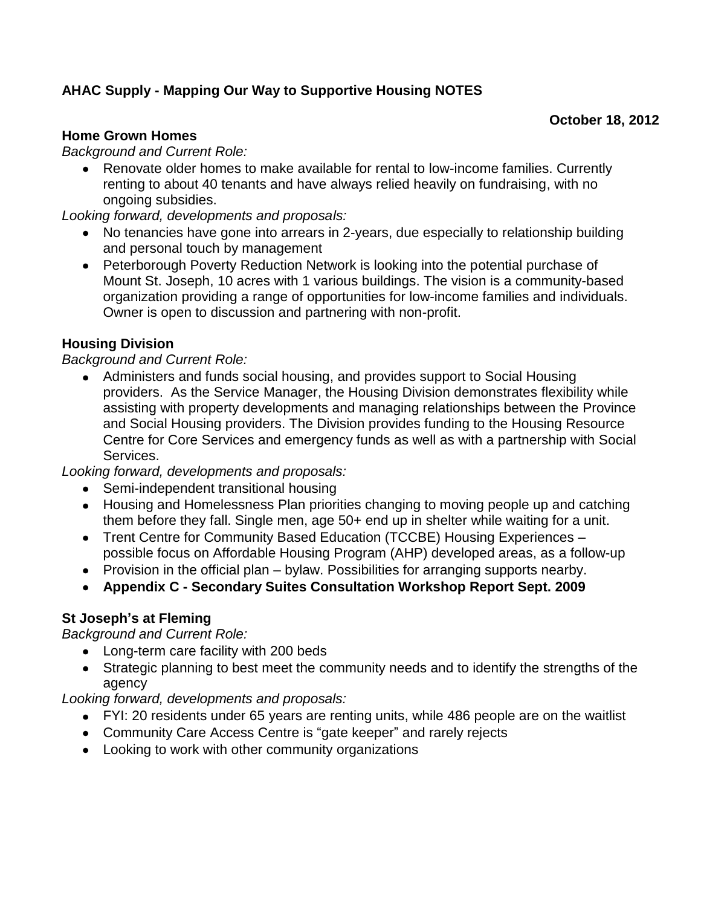**AHAC Supply - Mapping Our Way to Supportive Housing NOTES**

**October 18, 2012**

**Home Grown Homes**

*Background and Current Role:*

- Renovate older homes to make available for rental to low-income families. Currently renting to about 40 tenants and have always relied heavily on fundraising, with no ongoing subsidies.

*Looking forward, developments and proposals:*

- No tenancies have gone into arrears in 2-years, due especially to relationship building and personal touch by management
- Peterborough Poverty Reduction Network is looking into the potential purchase of Mount St. Joseph, 10 acres with 1 various buildings. The vision is a community-based organization providing a range of opportunities for low-income families and individuals. Owner is open to discussion and partnering with non-profit.

**Housing Division**

*Background and Current Role:*

- Administers and funds social housing, and provides support to Social Housing providers. As the Service Manager, the Housing Division demonstrates flexibility while assisting with property developments and managing relationships between the Province and Social Housing providers. The Division provides funding to the Housing Resource Centre for Core Services and emergency funds as well as with a partnership with Social Services.

*Looking forward, developments and proposals:*

- Semi-independent transitional housing
- Housing and Homelessness Plan priorities changing to moving people up and catching them before they fall. Single men, age 50+ end up in shelter while waiting for a unit.
- Trent Centre for Community Based Education (TCCBE) Housing Experiences – possible focus on Affordable Housing Program (AHP) developed areas, as a follow-up
- Provision in the official plan – bylaw. Possibilities for arranging supports nearby.
- **Appendix C - Secondary Suites Consultation Workshop Report Sept. 2009**

**St Joseph's at Fleming**

*Background and Current Role:*

- Long-term care facility with 200 beds
- Strategic planning to best meet the community needs and to identify the strengths of the agency

*Looking forward, developments and proposals:*

- FYI: 20 residents under 65 years are renting units, while 486 people are on the waitlist
- Community Care Access Centre is "gate keeper" and rarely rejects
- Looking to work with other community organizations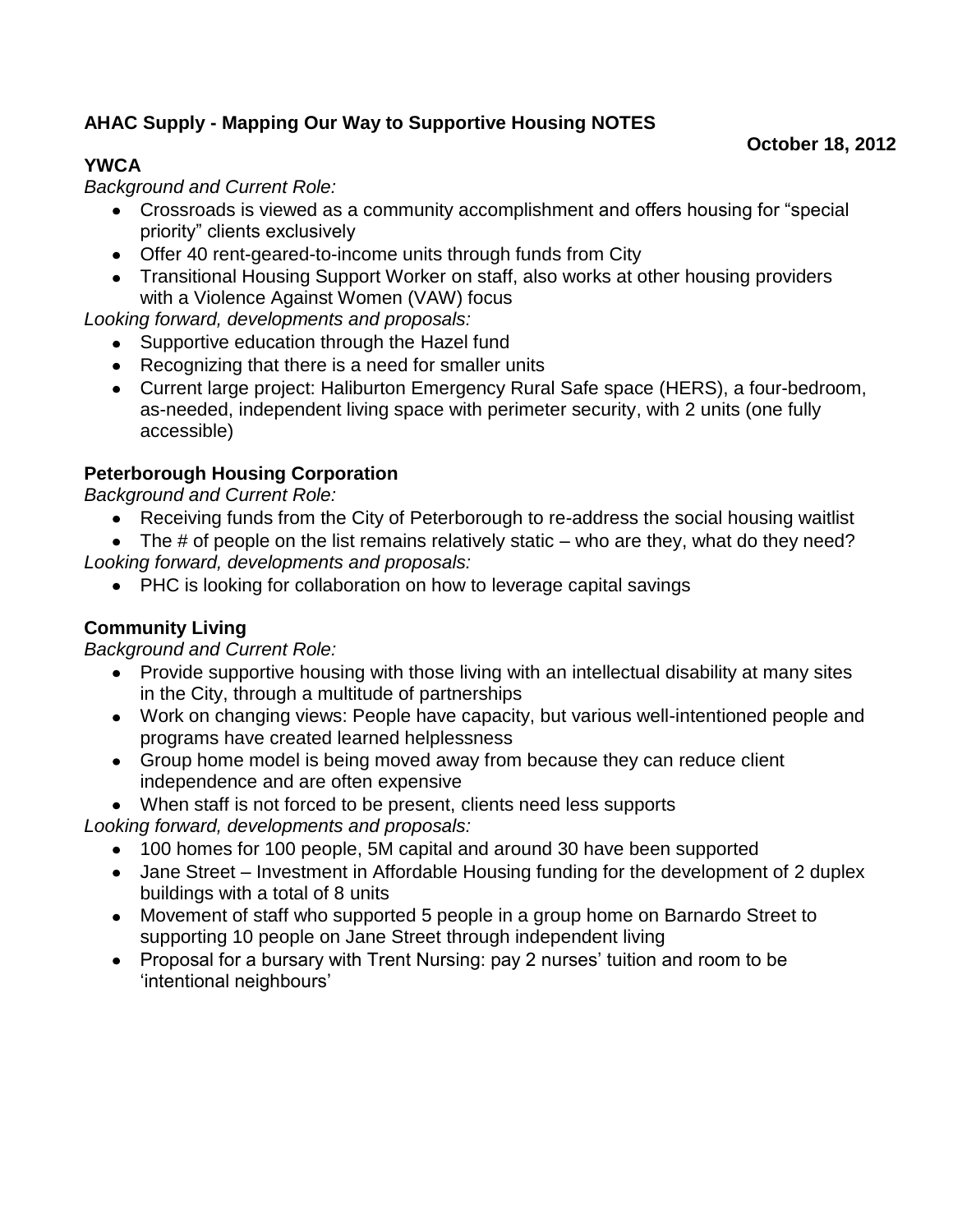**AHAC Supply - Mapping Our Way to Supportive Housing NOTES**

**October 18, 2012**

**YWCA**

*Background and Current Role:*

- Crossroads is viewed as a community accomplishment and offers housing for "special priority" clients exclusively
- Offer 40 rent-geared-to-income units through funds from City
- Transitional Housing Support Worker on staff, also works at other housing providers with a Violence Against Women (VAW) focus

*Looking forward, developments and proposals:*

- Supportive education through the Hazel fund
- Recognizing that there is a need for smaller units
- Current large project: Haliburton Emergency Rural Safe space (HERS), a four-bedroom, as-needed, independent living space with perimeter security, with 2 units (one fully accessible)

**Peterborough Housing Corporation**

*Background and Current Role:*

- Receiving funds from the City of Peterborough to re-address the social housing waitlist
- The # of people on the list remains relatively static – who are they, what do they need?

*Looking forward, developments and proposals:*

- PHC is looking for collaboration on how to leverage capital savings

**Community Living**

*Background and Current Role:*

- Provide supportive housing with those living with an intellectual disability at many sites in the City, through a multitude of partnerships
- Work on changing views: People have capacity, but various well-intentioned people and programs have created learned helplessness
- Group home model is being moved away from because they can reduce client independence and are often expensive
- When staff is not forced to be present, clients need less supports

*Looking forward, developments and proposals:*

- 100 homes for 100 people, 5M capital and around 30 have been supported
- Jane Street – Investment in Affordable Housing funding for the development of 2 duplex buildings with a total of 8 units
- Movement of staff who supported 5 people in a group home on Barnardo Street to supporting 10 people on Jane Street through independent living
- Proposal for a bursary with Trent Nursing: pay 2 nurses' tuition and room to be 'intentional neighbours'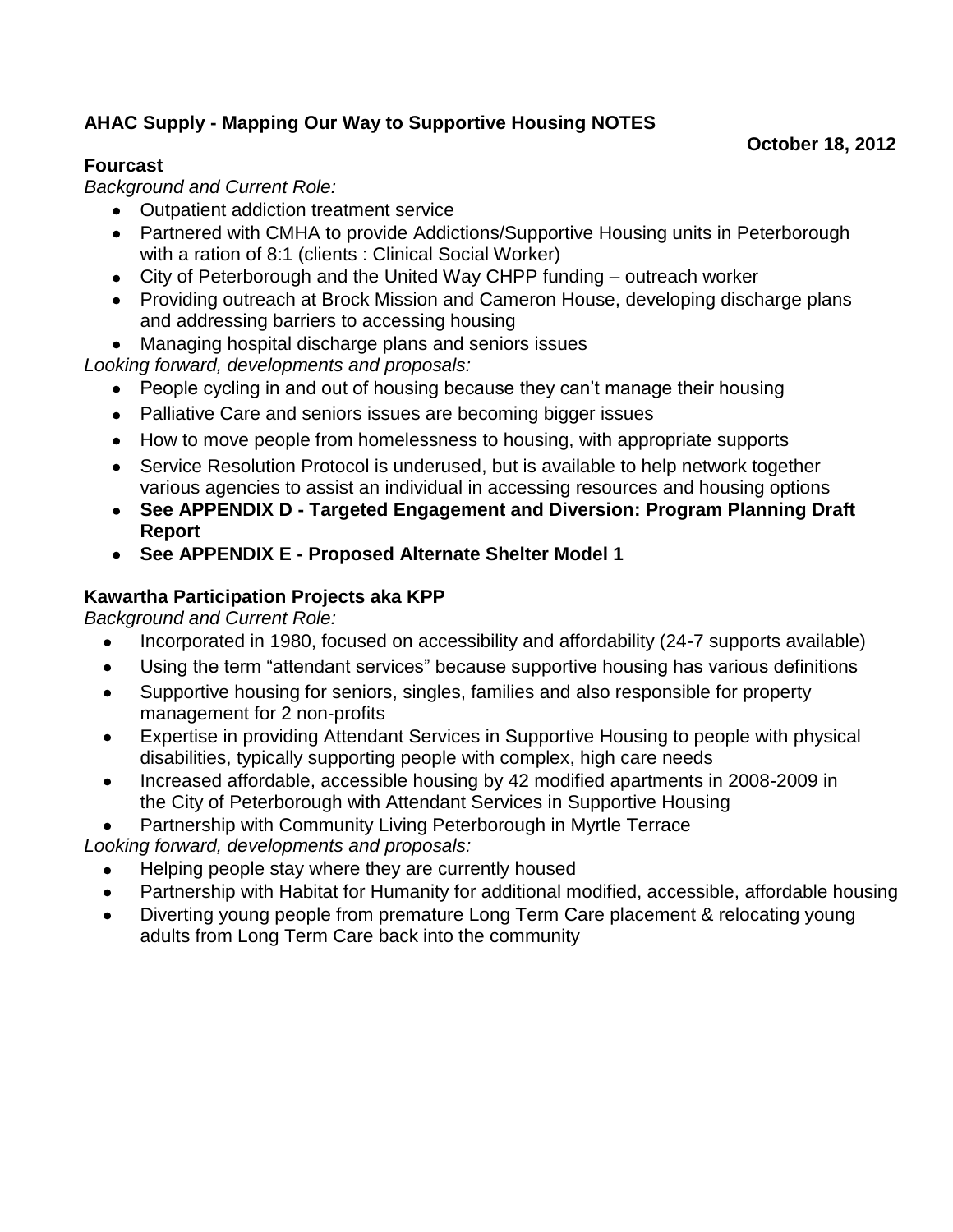**AHAC Supply - Mapping Our Way to Supportive Housing NOTES**

**October 18, 2012**

**Fourcast**

*Background and Current Role:*

- Outpatient addiction treatment service
- Partnered with CMHA to provide Addictions/Supportive Housing units in Peterborough with a ration of 8:1 (clients : Clinical Social Worker)
- City of Peterborough and the United Way CHPP funding – outreach worker
- Providing outreach at Brock Mission and Cameron House, developing discharge plans and addressing barriers to accessing housing
- Managing hospital discharge plans and seniors issues

*Looking forward, developments and proposals:*

- People cycling in and out of housing because they can't manage their housing
- Palliative Care and seniors issues are becoming bigger issues
- How to move people from homelessness to housing, with appropriate supports
- Service Resolution Protocol is underused, but is available to help network together various agencies to assist an individual in accessing resources and housing options
- **See APPENDIX D - Targeted Engagement and Diversion: Program Planning Draft Report**
- **See APPENDIX E - Proposed Alternate Shelter Model 1**

**Kawartha Participation Projects aka KPP**

*Background and Current Role:*

- Incorporated in 1980, focused on accessibility and affordability (24-7 supports available)
- Using the term "attendant services" because supportive housing has various definitions
- Supportive housing for seniors, singles, families and also responsible for property management for 2 non-profits
- Expertise in providing Attendant Services in Supportive Housing to people with physical disabilities, typically supporting people with complex, high care needs
- Increased affordable, accessible housing by 42 modified apartments in 2008-2009 in the City of Peterborough with Attendant Services in Supportive Housing
- Partnership with Community Living Peterborough in Myrtle Terrace

*Looking forward, developments and proposals:*

- Helping people stay where they are currently housed
- Partnership with Habitat for Humanity for additional modified, accessible, affordable housing
- Diverting young people from premature Long Term Care placement & relocating young adults from Long Term Care back into the community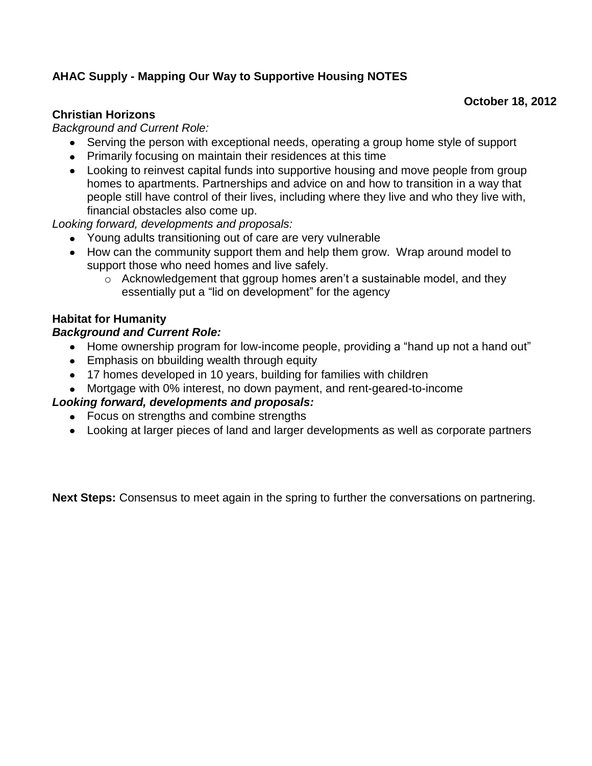**AHAC Supply - Mapping Our Way to Supportive Housing NOTES**

**October 18, 2012**

**Christian Horizons**

*Background and Current Role:*

- Serving the person with exceptional needs, operating a group home style of support
- Primarily focusing on maintain their residences at this time
- Looking to reinvest capital funds into supportive housing and move people from group homes to apartments. Partnerships and advice on and how to transition in a way that people still have control of their lives, including where they live and who they live with, financial obstacles also come up.

*Looking forward, developments and proposals:*

- Young adults transitioning out of care are very vulnerable
- How can the community support them and help them grow. Wrap around model to support those who need homes and live safely.
  - Acknowledgement that ggroup homes aren't a sustainable model, and they essentially put a "lid on development" for the agency

**Habitat for Humanity**

***Background and Current Role:***

- Home ownership program for low-income people, providing a "hand up not a hand out"
- Emphasis on bbuilding wealth through equity
- 17 homes developed in 10 years, building for families with children
- Mortgage with 0% interest, no down payment, and rent-geared-to-income

***Looking forward, developments and proposals:***

- Focus on strengths and combine strengths
- Looking at larger pieces of land and larger developments as well as corporate partners

**Next Steps:** Consensus to meet again in the spring to further the conversations on partnering.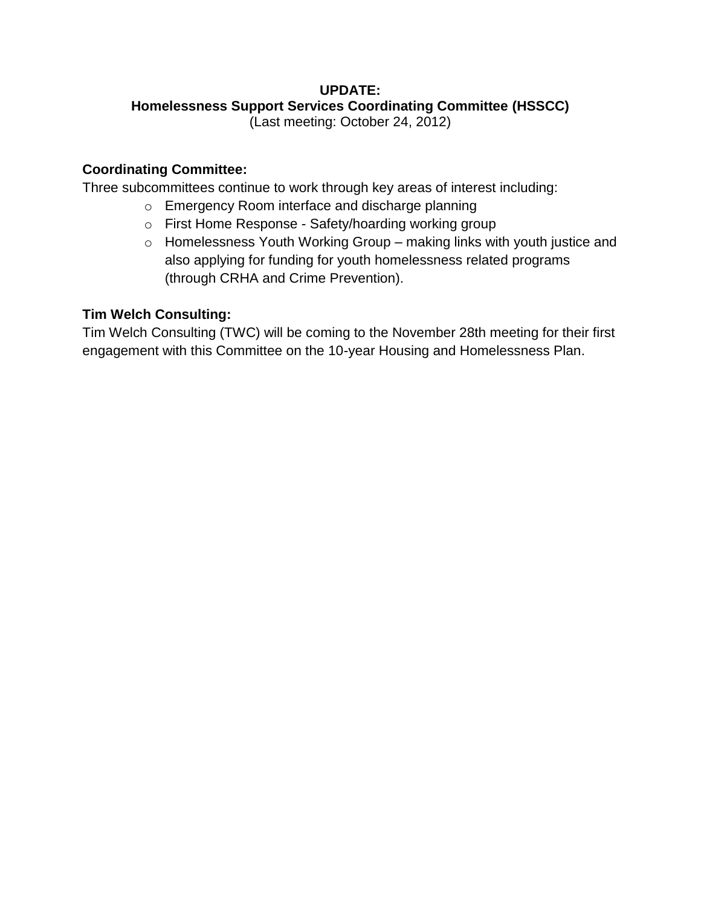**UPDATE:**
**Homelessness Support Services Coordinating Committee (HSSCC)**
(Last meeting: October 24, 2012)

**Coordinating Committee:**

Three subcommittees continue to work through key areas of interest including:

- Emergency Room interface and discharge planning
- First Home Response - Safety/hoarding working group
- Homelessness Youth Working Group – making links with youth justice and also applying for funding for youth homelessness related programs (through CRHA and Crime Prevention).

**Tim Welch Consulting:**

Tim Welch Consulting (TWC) will be coming to the November 28th meeting for their first engagement with this Committee on the 10-year Housing and Homelessness Plan.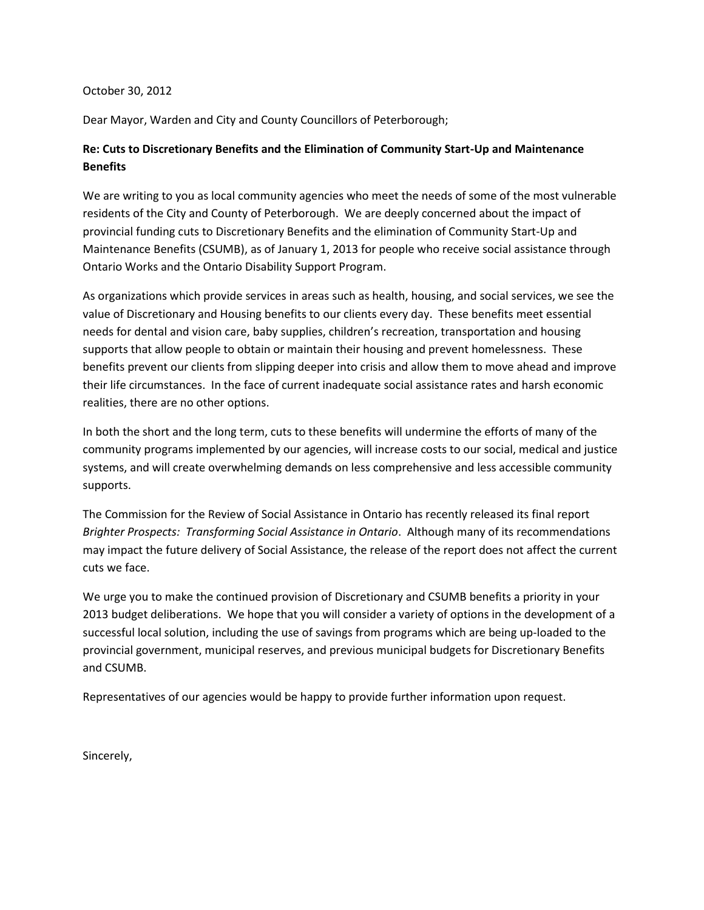October 30, 2012

Dear Mayor, Warden and City and County Councillors of Peterborough;

**Re: Cuts to Discretionary Benefits and the Elimination of Community Start-Up and Maintenance Benefits**

We are writing to you as local community agencies who meet the needs of some of the most vulnerable residents of the City and County of Peterborough. We are deeply concerned about the impact of provincial funding cuts to Discretionary Benefits and the elimination of Community Start-Up and Maintenance Benefits (CSUMB), as of January 1, 2013 for people who receive social assistance through Ontario Works and the Ontario Disability Support Program.

As organizations which provide services in areas such as health, housing, and social services, we see the value of Discretionary and Housing benefits to our clients every day. These benefits meet essential needs for dental and vision care, baby supplies, children's recreation, transportation and housing supports that allow people to obtain or maintain their housing and prevent homelessness. These benefits prevent our clients from slipping deeper into crisis and allow them to move ahead and improve their life circumstances. In the face of current inadequate social assistance rates and harsh economic realities, there are no other options.

In both the short and the long term, cuts to these benefits will undermine the efforts of many of the community programs implemented by our agencies, will increase costs to our social, medical and justice systems, and will create overwhelming demands on less comprehensive and less accessible community supports.

The Commission for the Review of Social Assistance in Ontario has recently released its final report *Brighter Prospects: Transforming Social Assistance in Ontario*. Although many of its recommendations may impact the future delivery of Social Assistance, the release of the report does not affect the current cuts we face.

We urge you to make the continued provision of Discretionary and CSUMB benefits a priority in your 2013 budget deliberations. We hope that you will consider a variety of options in the development of a successful local solution, including the use of savings from programs which are being up-loaded to the provincial government, municipal reserves, and previous municipal budgets for Discretionary Benefits and CSUMB.

Representatives of our agencies would be happy to provide further information upon request.

Sincerely,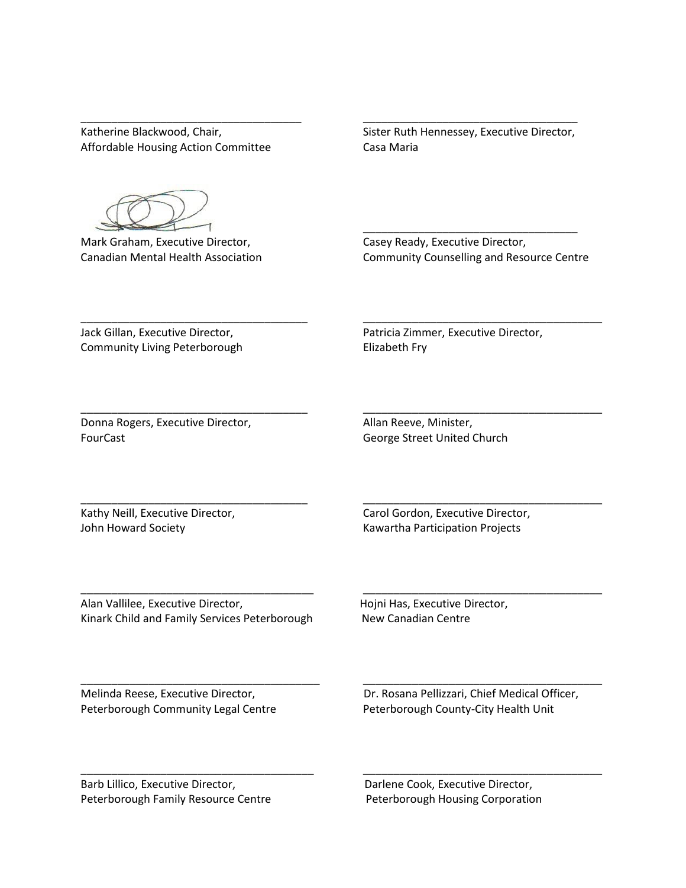\_\_\_\_\_\_\_\_\_\_\_\_\_\_\_\_\_\_\_\_\_\_\_\_\_\_\_\_\_\_\_\_\_\_\_\_
Katherine Blackwood, Chair,
Affordable Housing Action Committee

\_\_\_\_\_\_\_\_\_\_\_\_\_\_\_\_\_\_\_\_\_\_\_\_\_\_\_\_\_\_\_\_\_\_\_\_
Sister Ruth Hennessey, Executive Director,
Casa Maria

Mark Graham, Executive Director,
Canadian Mental Health Association

\_\_\_\_\_\_\_\_\_\_\_\_\_\_\_\_\_\_\_\_\_\_\_\_\_\_\_\_\_\_\_\_\_\_\_\_
Casey Ready, Executive Director,
Community Counselling and Resource Centre

\_\_\_\_\_\_\_\_\_\_\_\_\_\_\_\_\_\_\_\_\_\_\_\_\_\_\_\_\_\_\_\_\_\_\_\_
Jack Gillan, Executive Director,
Community Living Peterborough

\_\_\_\_\_\_\_\_\_\_\_\_\_\_\_\_\_\_\_\_\_\_\_\_\_\_\_\_\_\_\_\_\_\_\_\_
Patricia Zimmer, Executive Director,
Elizabeth Fry

\_\_\_\_\_\_\_\_\_\_\_\_\_\_\_\_\_\_\_\_\_\_\_\_\_\_\_\_\_\_\_\_\_\_\_\_
Donna Rogers, Executive Director,
FourCast

\_\_\_\_\_\_\_\_\_\_\_\_\_\_\_\_\_\_\_\_\_\_\_\_\_\_\_\_\_\_\_\_\_\_\_\_
Allan Reeve, Minister,
George Street United Church

\_\_\_\_\_\_\_\_\_\_\_\_\_\_\_\_\_\_\_\_\_\_\_\_\_\_\_\_\_\_\_\_\_\_\_\_
Kathy Neill, Executive Director,
John Howard Society

\_\_\_\_\_\_\_\_\_\_\_\_\_\_\_\_\_\_\_\_\_\_\_\_\_\_\_\_\_\_\_\_\_\_\_\_
Carol Gordon, Executive Director,
Kawartha Participation Projects

\_\_\_\_\_\_\_\_\_\_\_\_\_\_\_\_\_\_\_\_\_\_\_\_\_\_\_\_\_\_\_\_\_\_\_\_
Alan Vallilee, Executive Director,
Kinark Child and Family Services Peterborough

\_\_\_\_\_\_\_\_\_\_\_\_\_\_\_\_\_\_\_\_\_\_\_\_\_\_\_\_\_\_\_\_\_\_\_\_
Hojni Has, Executive Director,
New Canadian Centre

\_\_\_\_\_\_\_\_\_\_\_\_\_\_\_\_\_\_\_\_\_\_\_\_\_\_\_\_\_\_\_\_\_\_\_\_
Melinda Reese, Executive Director,
Peterborough Community Legal Centre

\_\_\_\_\_\_\_\_\_\_\_\_\_\_\_\_\_\_\_\_\_\_\_\_\_\_\_\_\_\_\_\_\_\_\_\_
Dr. Rosana Pellizzari, Chief Medical Officer,
Peterborough County-City Health Unit

\_\_\_\_\_\_\_\_\_\_\_\_\_\_\_\_\_\_\_\_\_\_\_\_\_\_\_\_\_\_\_\_\_\_\_\_
Barb Lillico, Executive Director,
Peterborough Family Resource Centre

\_\_\_\_\_\_\_\_\_\_\_\_\_\_\_\_\_\_\_\_\_\_\_\_\_\_\_\_\_\_\_\_\_\_\_\_
Darlene Cook, Executive Director,
Peterborough Housing Corporation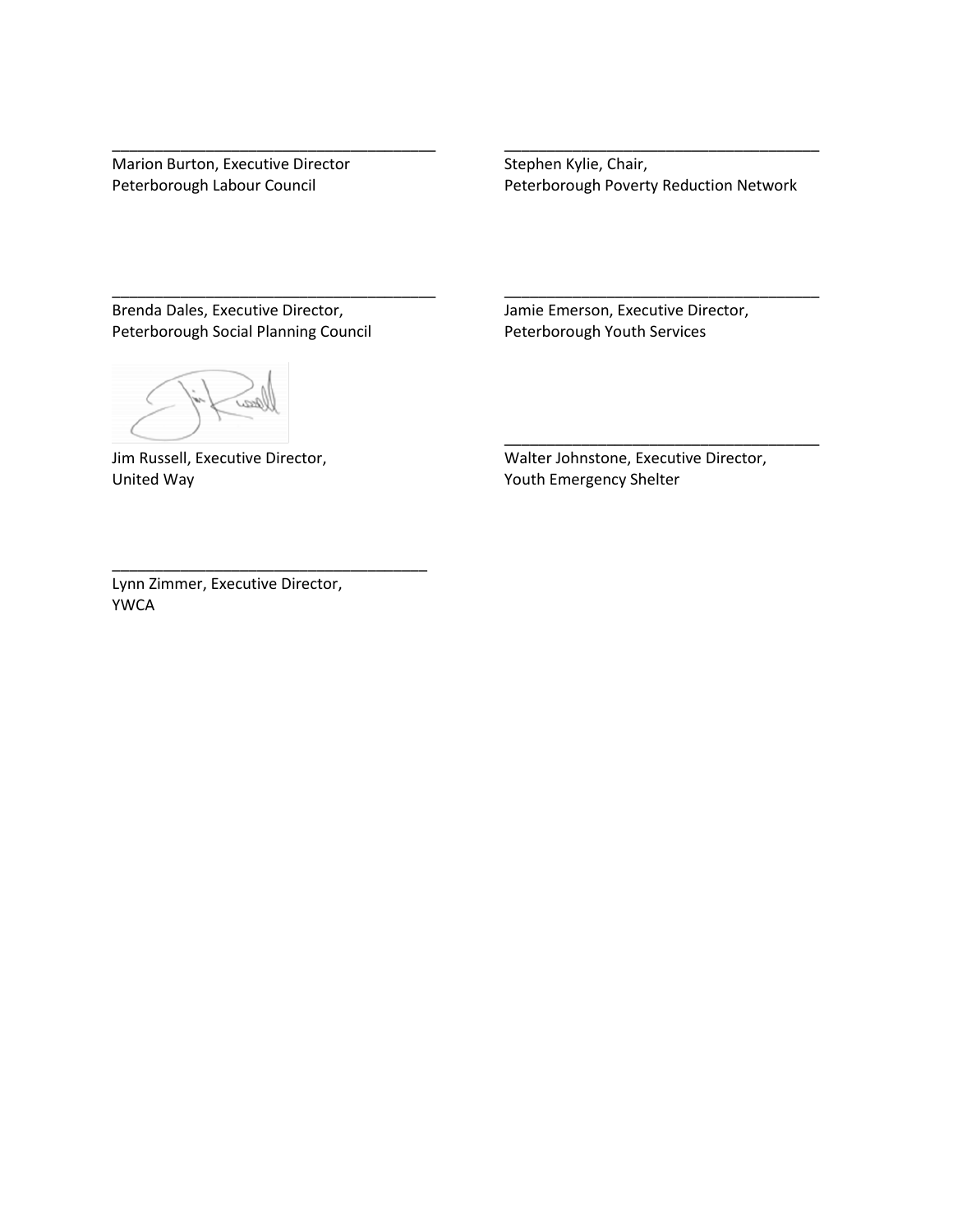\_\_\_\_\_\_\_\_\_\_\_\_\_\_\_\_\_\_\_\_\_\_\_\_\_\_\_\_\_\_\_\_\_\_\_\_\_\_
Marion Burton, Executive Director
Peterborough Labour Council

\_\_\_\_\_\_\_\_\_\_\_\_\_\_\_\_\_\_\_\_\_\_\_\_\_\_\_\_\_\_\_\_\_\_\_\_\_\_
Stephen Kylie, Chair,
Peterborough Poverty Reduction Network

\_\_\_\_\_\_\_\_\_\_\_\_\_\_\_\_\_\_\_\_\_\_\_\_\_\_\_\_\_\_\_\_\_\_\_\_\_\_
Brenda Dales, Executive Director,
Peterborough Social Planning Council

\_\_\_\_\_\_\_\_\_\_\_\_\_\_\_\_\_\_\_\_\_\_\_\_\_\_\_\_\_\_\_\_\_\_\_\_\_\_
Jamie Emerson, Executive Director,
Peterborough Youth Services

Jim Russell, Executive Director,
United Way

\_\_\_\_\_\_\_\_\_\_\_\_\_\_\_\_\_\_\_\_\_\_\_\_\_\_\_\_\_\_\_\_\_\_\_\_\_\_
Walter Johnstone, Executive Director,
Youth Emergency Shelter

\_\_\_\_\_\_\_\_\_\_\_\_\_\_\_\_\_\_\_\_\_\_\_\_\_\_\_\_\_\_\_\_\_\_\_\_\_\_
Lynn Zimmer, Executive Director,
YWCA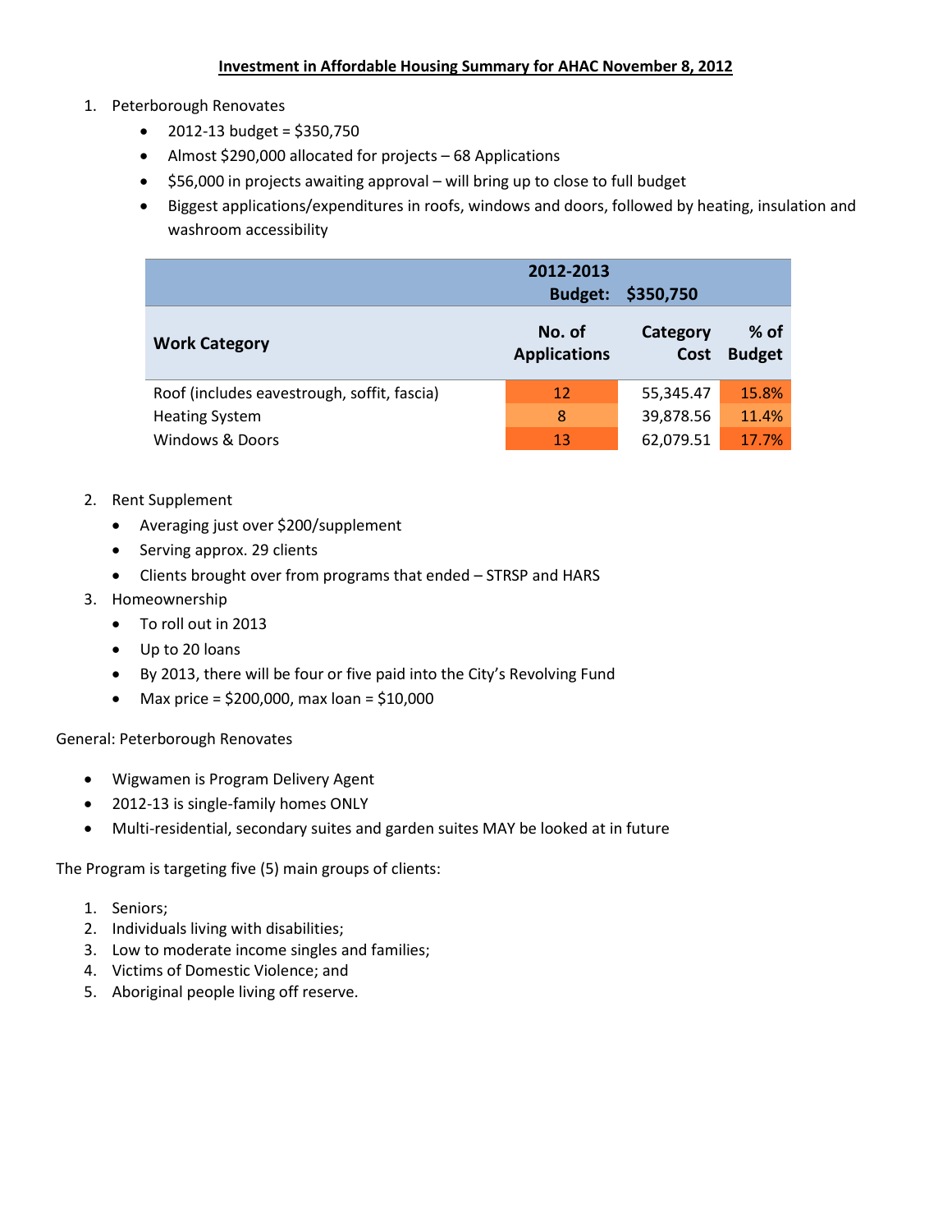**Investment in Affordable Housing Summary for AHAC November 8, 2012**

1. Peterborough Renovates
   - 2012-13 budget = $350,750
   - Almost $290,000 allocated for projects – 68 Applications
   - $56,000 in projects awaiting approval – will bring up to close to full budget
   - Biggest applications/expenditures in roofs, windows and doors, followed by heating, insulation and washroom accessibility

| | 2012-2013 Budget: | $350,750 | |
|---|---|---|---|
| **Work Category** | **No. of Applications** | **Category Cost** | **% of Budget** |
| Roof (includes eavestrough, soffit, fascia) | 12 | 55,345.47 | 15.8% |
| Heating System | 8 | 39,878.56 | 11.4% |
| Windows & Doors | 13 | 62,079.51 | 17.7% |

2. Rent Supplement
   - Averaging just over $200/supplement
   - Serving approx. 29 clients
   - Clients brought over from programs that ended – STRSP and HARS
3. Homeownership
   - To roll out in 2013
   - Up to 20 loans
   - By 2013, there will be four or five paid into the City's Revolving Fund
   - Max price = $200,000, max loan = $10,000

General: Peterborough Renovates

- Wigwamen is Program Delivery Agent
- 2012-13 is single-family homes ONLY
- Multi-residential, secondary suites and garden suites MAY be looked at in future

The Program is targeting five (5) main groups of clients:

1. Seniors;
2. Individuals living with disabilities;
3. Low to moderate income singles and families;
4. Victims of Domestic Violence; and
5. Aboriginal people living off reserve.